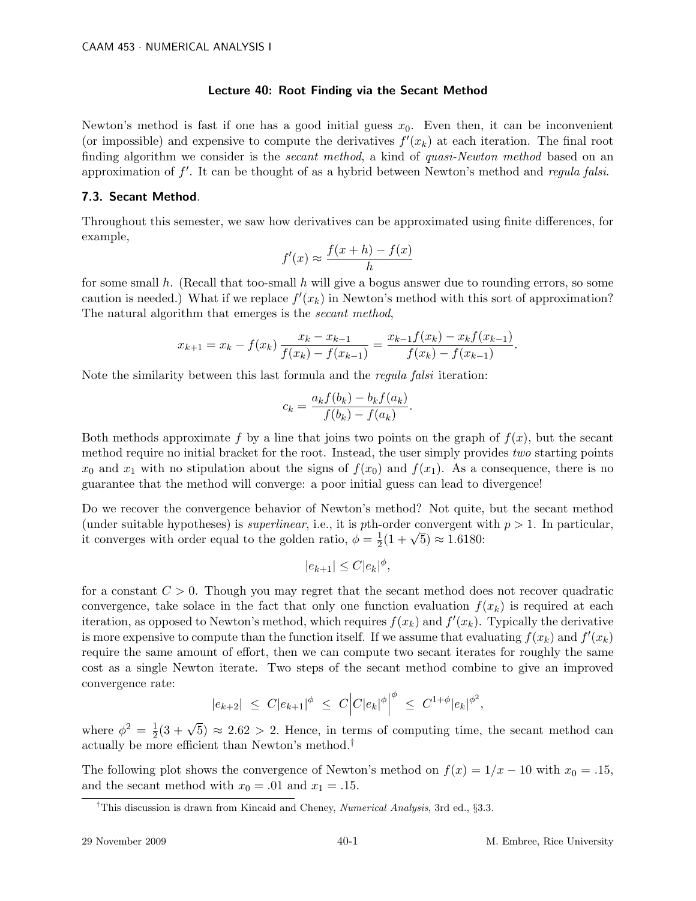## Lecture 40: Root Finding via the Secant Method

Newton's method is fast if one has a good initial guess $x_0$. Even then, it can be inconvenient (or impossible) and expensive to compute the derivatives $f'(x_k)$ at each iteration. The final root finding algorithm we consider is the *secant method*, a kind of *quasi-Newton method* based on an approximation of $f'$. It can be thought of as a hybrid between Newton's method and *regula falsi*.

### 7.3. Secant Method.

Throughout this semester, we saw how derivatives can be approximated using finite differences, for example,

$$f'(x) \approx \frac{f(x+h) - f(x)}{h}$$

for some small $h$. (Recall that too-small $h$ will give a bogus answer due to rounding errors, so some caution is needed.) What if we replace $f'(x_k)$ in Newton's method with this sort of approximation? The natural algorithm that emerges is the *secant method*,

$$x_{k+1} = x_k - f(x_k)\,\frac{x_k - x_{k-1}}{f(x_k) - f(x_{k-1})} = \frac{x_{k-1}f(x_k) - x_k f(x_{k-1})}{f(x_k) - f(x_{k-1})}.$$

Note the similarity between this last formula and the *regula falsi* iteration:

$$c_k = \frac{a_k f(b_k) - b_k f(a_k)}{f(b_k) - f(a_k)}.$$

Both methods approximate $f$ by a line that joins two points on the graph of $f(x)$, but the secant method require no initial bracket for the root. Instead, the user simply provides *two* starting points $x_0$ and $x_1$ with no stipulation about the signs of $f(x_0)$ and $f(x_1)$. As a consequence, there is no guarantee that the method will converge: a poor initial guess can lead to divergence!

Do we recover the convergence behavior of Newton's method? Not quite, but the secant method (under suitable hypotheses) is *superlinear*, i.e., it is $p$th-order convergent with $p > 1$. In particular, it converges with order equal to the golden ratio, $\phi = \frac{1}{2}(1 + \sqrt{5}) \approx 1.6180$:

$$|e_{k+1}| \le C|e_k|^{\phi},$$

for a constant $C > 0$. Though you may regret that the secant method does not recover quadratic convergence, take solace in the fact that only one function evaluation $f(x_k)$ is required at each iteration, as opposed to Newton's method, which requires $f(x_k)$ and $f'(x_k)$. Typically the derivative is more expensive to compute than the function itself. If we assume that evaluating $f(x_k)$ and $f'(x_k)$ require the same amount of effort, then we can compute two secant iterates for roughly the same cost as a single Newton iterate. Two steps of the secant method combine to give an improved convergence rate:

$$|e_{k+2}| \;\le\; C|e_{k+1}|^{\phi} \;\le\; C\Big|C|e_k|^{\phi}\Big|^{\phi} \;\le\; C^{1+\phi}|e_k|^{\phi^2},$$

where $\phi^2 = \frac{1}{2}(3 + \sqrt{5}) \approx 2.62 > 2$. Hence, in terms of computing time, the secant method can actually be more efficient than Newton's method.[†]

The following plot shows the convergence of Newton's method on $f(x) = 1/x - 10$ with $x_0 = .15$, and the secant method with $x_0 = .01$ and $x_1 = .15$.

[†] This discussion is drawn from Kincaid and Cheney, *Numerical Analysis*, 3rd ed., §3.3.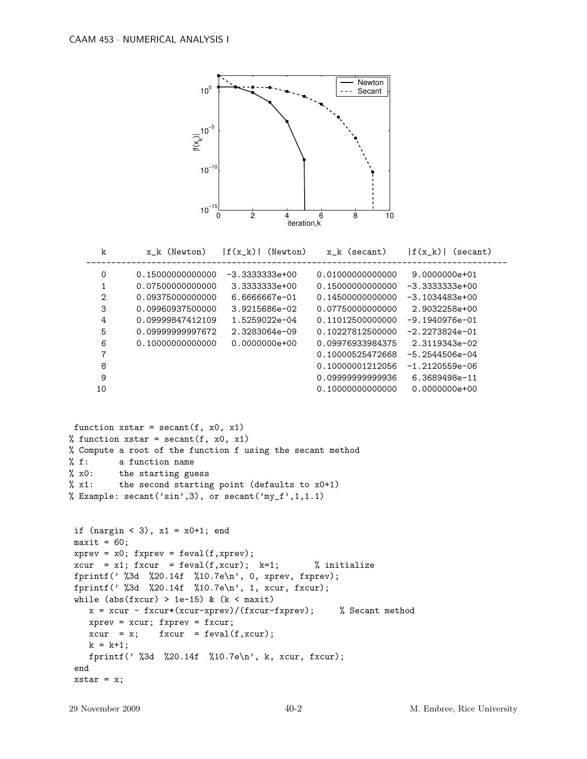| k | x_k (Newton) | \|f(x_k)\| (Newton) | x_k (secant) | \|f(x_k)\| (secant) |
|---|---|---|---|---|
| 0 | 0.15000000000000 | -3.3333333e+00 | 0.01000000000000 | 9.0000000e+01 |
| 1 | 0.07500000000000 | 3.3333333e+00 | 0.15000000000000 | -3.3333333e+00 |
| 2 | 0.09375000000000 | 6.6666667e-01 | 0.14500000000000 | -3.1034483e+00 |
| 3 | 0.09960937500000 | 3.9215686e-02 | 0.07750000000000 | 2.9032258e+00 |
| 4 | 0.09999847412109 | 1.5259022e-04 | 0.11012500000000 | -9.1940976e-01 |
| 5 | 0.09999999997672 | 2.3283064e-09 | 0.10227812500000 | -2.2273824e-01 |
| 6 | 0.10000000000000 | 0.0000000e+00 | 0.09976933984375 | 2.3119343e-02 |
| 7 | | | 0.10000525472668 | -5.2544506e-04 |
| 8 | | | 0.10000001212056 | -1.2120559e-06 |
| 9 | | | 0.09999999999936 | 6.3689498e-11 |
| 10 | | | 0.10000000000000 | 0.0000000e+00 |

```
 function xstar = secant(f, x0, x1)
% function xstar = secant(f, x0, x1)
% Compute a root of the function f using the secant method
% f:      a function name
% x0:     the starting guess
% x1:     the second starting point (defaults to x0+1)
% Example: secant('sin',3), or secant('my_f',1,1.1)


 if (nargin < 3), x1 = x0+1; end
 maxit = 60;
 xprev = x0; fxprev = feval(f,xprev);
 xcur  = x1; fxcur  = feval(f,xcur);  k=1;       % initialize
 fprintf(' %3d  %20.14f  %10.7e\n', 0, xprev, fxprev);
 fprintf(' %3d  %20.14f  %10.7e\n', 1, xcur, fxcur);
 while (abs(fxcur) > 1e-15) & (k < maxit)
    x = xcur - fxcur*(xcur-xprev)/(fxcur-fxprev);     % Secant method
    xprev = xcur; fxprev = fxcur;
    xcur  = x;    fxcur  = feval(f,xcur);
    k = k+1;
    fprintf(' %3d  %20.14f  %10.7e\n', k, xcur, fxcur);
 end
 xstar = x;
```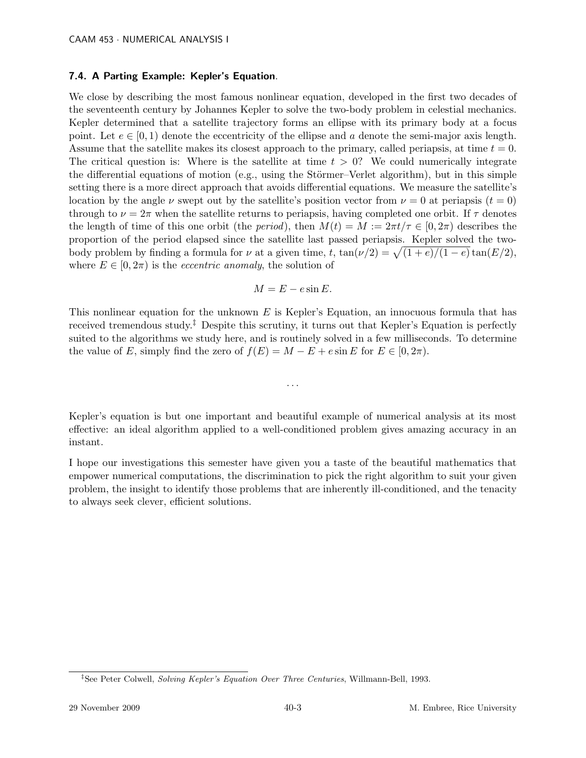### 7.4. A Parting Example: Kepler's Equation.

We close by describing the most famous nonlinear equation, developed in the first two decades of the seventeenth century by Johannes Kepler to solve the two-body problem in celestial mechanics. Kepler determined that a satellite trajectory forms an ellipse with its primary body at a focus point. Let $e \in [0, 1)$ denote the eccentricity of the ellipse and $a$ denote the semi-major axis length. Assume that the satellite makes its closest approach to the primary, called periapsis, at time $t = 0$. The critical question is: Where is the satellite at time $t > 0$? We could numerically integrate the differential equations of motion (e.g., using the Störmer–Verlet algorithm), but in this simple setting there is a more direct approach that avoids differential equations. We measure the satellite's location by the angle $\nu$ swept out by the satellite's position vector from $\nu = 0$ at periapsis ($t = 0$) through to $\nu = 2\pi$ when the satellite returns to periapsis, having completed one orbit. If $\tau$ denotes the length of time of this one orbit (the *period*), then $M(t) = M := 2\pi t/\tau \in [0, 2\pi)$ describes the proportion of the period elapsed since the satellite last passed periapsis. Kepler solved the two-body problem by finding a formula for $\nu$ at a given time, $t$, $\tan(\nu/2) = \sqrt{(1+e)/(1-e)}\tan(E/2)$, where $E \in [0, 2\pi)$ is the *eccentric anomaly*, the solution of

$$M = E - e\sin E.$$

This nonlinear equation for the unknown $E$ is Kepler's Equation, an innocuous formula that has received tremendous study.[‡] Despite this scrutiny, it turns out that Kepler's Equation is perfectly suited to the algorithms we study here, and is routinely solved in a few milliseconds. To determine the value of $E$, simply find the zero of $f(E) = M - E + e\sin E$ for $E \in [0, 2\pi)$.

...

Kepler's equation is but one important and beautiful example of numerical analysis at its most effective: an ideal algorithm applied to a well-conditioned problem gives amazing accuracy in an instant.

I hope our investigations this semester have given you a taste of the beautiful mathematics that empower numerical computations, the discrimination to pick the right algorithm to suit your given problem, the insight to identify those problems that are inherently ill-conditioned, and the tenacity to always seek clever, efficient solutions.

[‡]See Peter Colwell, *Solving Kepler's Equation Over Three Centuries*, Willmann-Bell, 1993.